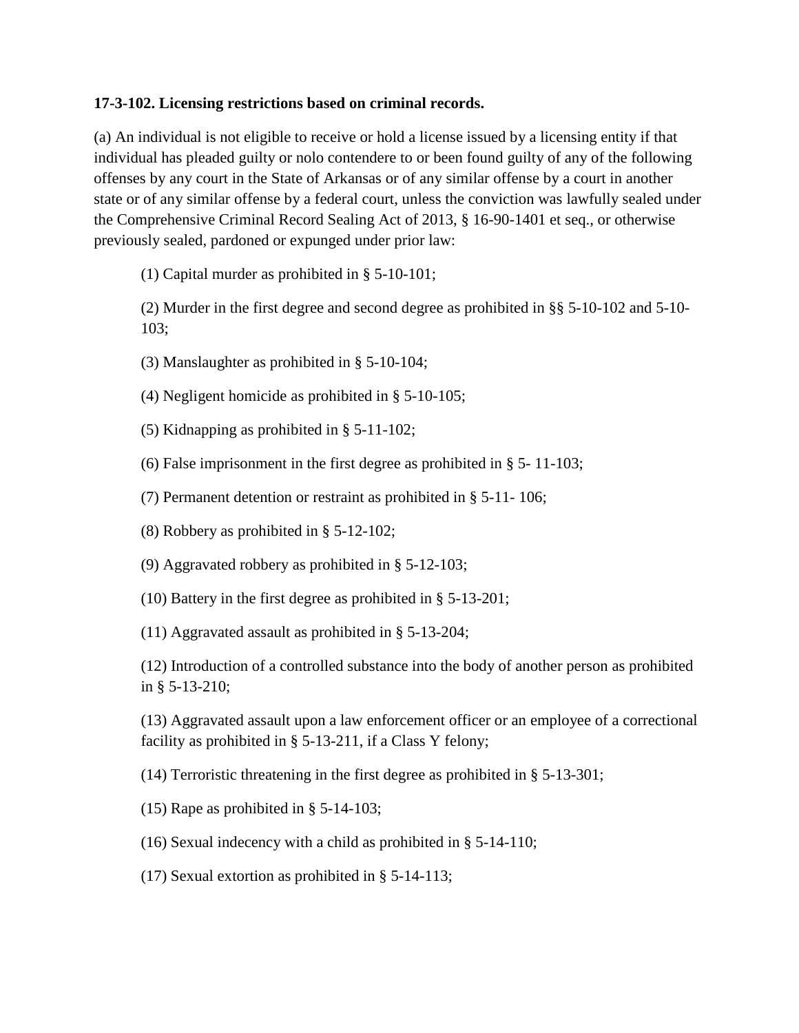**17-3-102. Licensing restrictions based on criminal records.**

(a) An individual is not eligible to receive or hold a license issued by a licensing entity if that individual has pleaded guilty or nolo contendere to or been found guilty of any of the following offenses by any court in the State of Arkansas or of any similar offense by a court in another state or of any similar offense by a federal court, unless the conviction was lawfully sealed under the Comprehensive Criminal Record Sealing Act of 2013, § 16-90-1401 et seq., or otherwise previously sealed, pardoned or expunged under prior law:

(1) Capital murder as prohibited in § 5-10-101;

(2) Murder in the first degree and second degree as prohibited in §§ 5-10-102 and 5-10-103;

(3) Manslaughter as prohibited in § 5-10-104;

(4) Negligent homicide as prohibited in § 5-10-105;

(5) Kidnapping as prohibited in § 5-11-102;

(6) False imprisonment in the first degree as prohibited in § 5- 11-103;

(7) Permanent detention or restraint as prohibited in § 5-11- 106;

(8) Robbery as prohibited in § 5-12-102;

(9) Aggravated robbery as prohibited in § 5-12-103;

(10) Battery in the first degree as prohibited in § 5-13-201;

(11) Aggravated assault as prohibited in § 5-13-204;

(12) Introduction of a controlled substance into the body of another person as prohibited in § 5-13-210;

(13) Aggravated assault upon a law enforcement officer or an employee of a correctional facility as prohibited in § 5-13-211, if a Class Y felony;

(14) Terroristic threatening in the first degree as prohibited in § 5-13-301;

(15) Rape as prohibited in § 5-14-103;

(16) Sexual indecency with a child as prohibited in § 5-14-110;

(17) Sexual extortion as prohibited in § 5-14-113;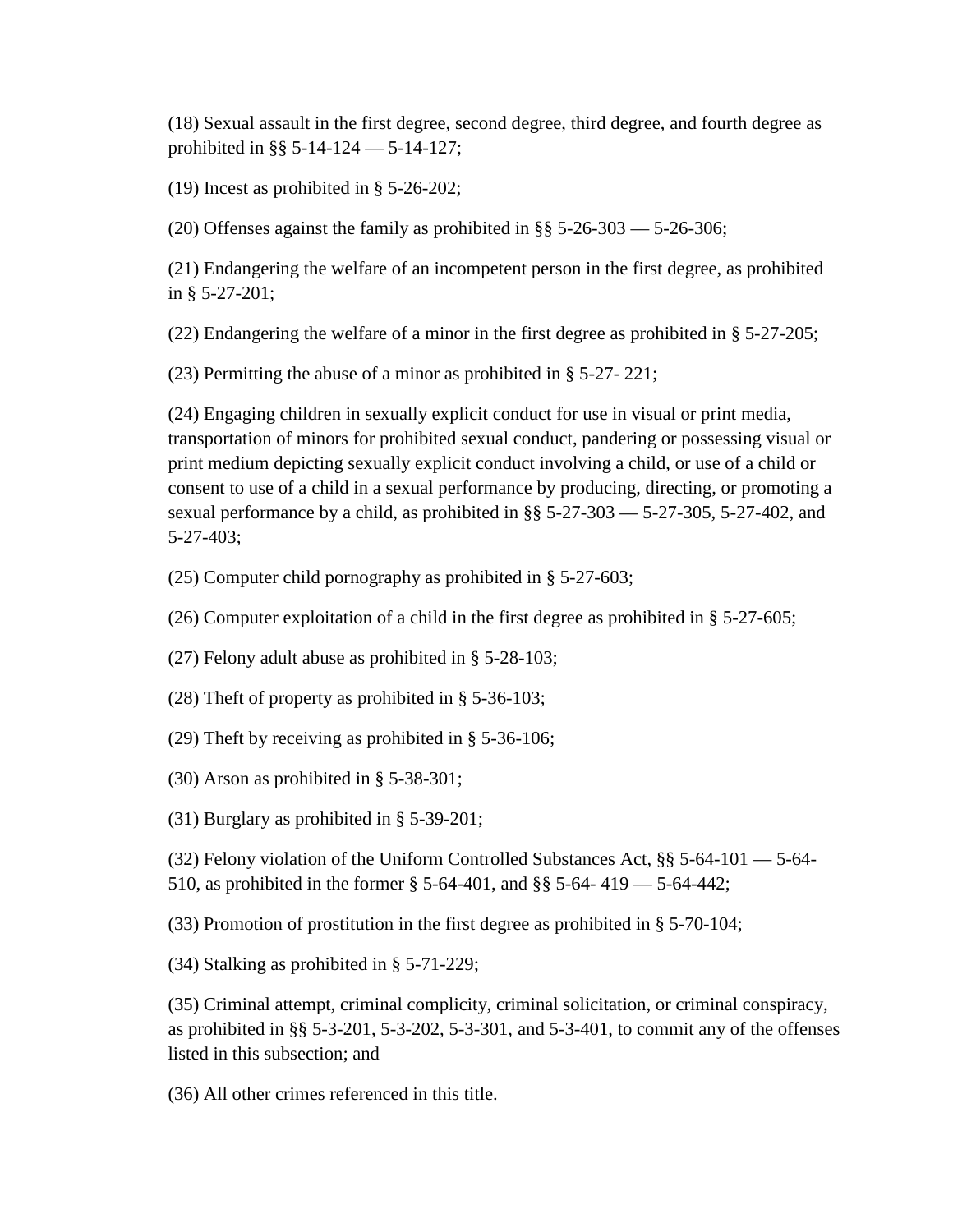(18) Sexual assault in the first degree, second degree, third degree, and fourth degree as prohibited in §§ 5-14-124 — 5-14-127;

(19) Incest as prohibited in § 5-26-202;

(20) Offenses against the family as prohibited in §§ 5-26-303 — 5-26-306;

(21) Endangering the welfare of an incompetent person in the first degree, as prohibited in § 5-27-201;

(22) Endangering the welfare of a minor in the first degree as prohibited in § 5-27-205;

(23) Permitting the abuse of a minor as prohibited in § 5-27- 221;

(24) Engaging children in sexually explicit conduct for use in visual or print media, transportation of minors for prohibited sexual conduct, pandering or possessing visual or print medium depicting sexually explicit conduct involving a child, or use of a child or consent to use of a child in a sexual performance by producing, directing, or promoting a sexual performance by a child, as prohibited in §§ 5-27-303 — 5-27-305, 5-27-402, and 5-27-403;

(25) Computer child pornography as prohibited in § 5-27-603;

(26) Computer exploitation of a child in the first degree as prohibited in § 5-27-605;

(27) Felony adult abuse as prohibited in § 5-28-103;

(28) Theft of property as prohibited in § 5-36-103;

(29) Theft by receiving as prohibited in § 5-36-106;

(30) Arson as prohibited in § 5-38-301;

(31) Burglary as prohibited in § 5-39-201;

(32) Felony violation of the Uniform Controlled Substances Act, §§ 5-64-101 — 5-64-510, as prohibited in the former § 5-64-401, and §§ 5-64- 419 — 5-64-442;

(33) Promotion of prostitution in the first degree as prohibited in § 5-70-104;

(34) Stalking as prohibited in § 5-71-229;

(35) Criminal attempt, criminal complicity, criminal solicitation, or criminal conspiracy, as prohibited in §§ 5-3-201, 5-3-202, 5-3-301, and 5-3-401, to commit any of the offenses listed in this subsection; and

(36) All other crimes referenced in this title.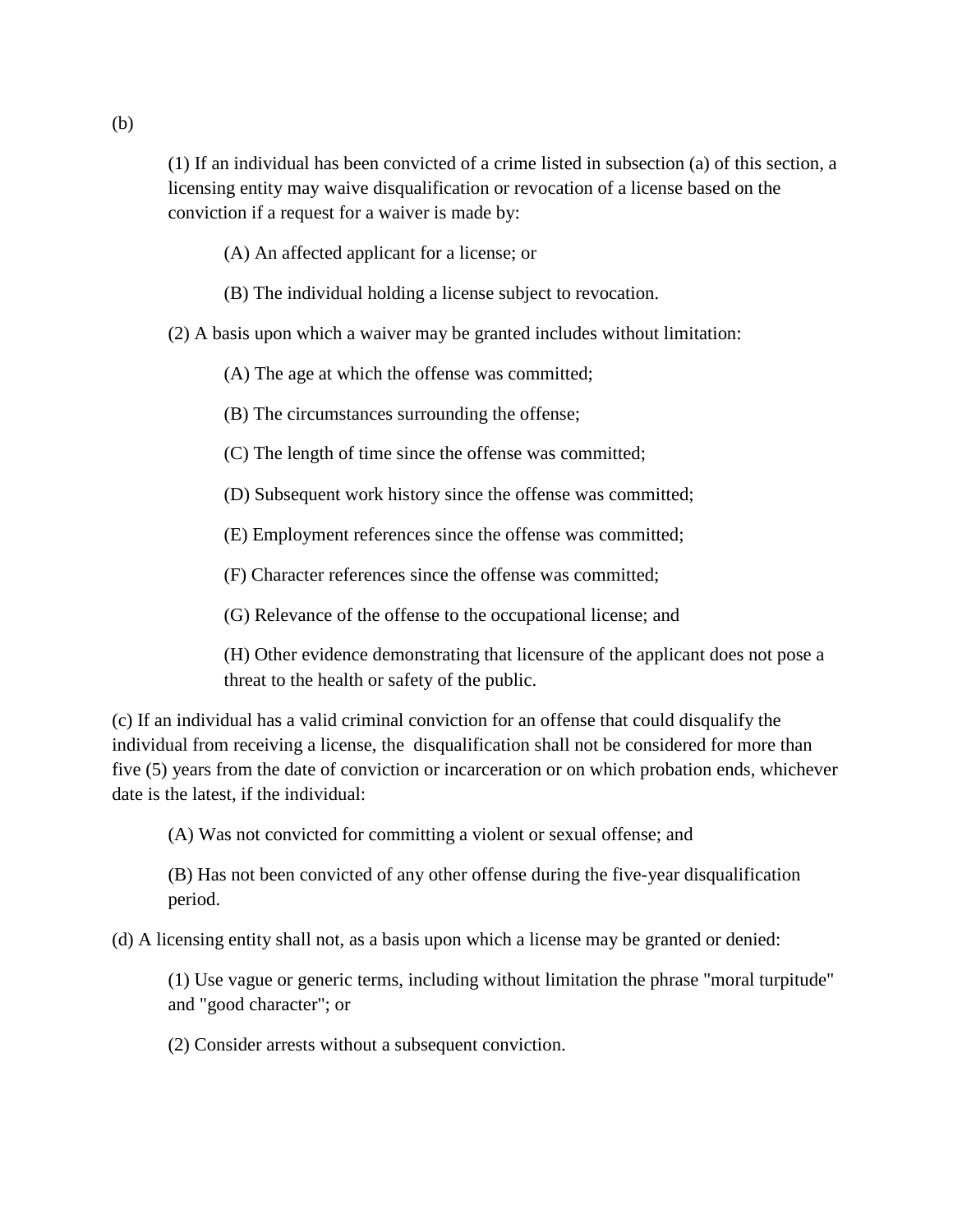(b)

(1) If an individual has been convicted of a crime listed in subsection (a) of this section, a licensing entity may waive disqualification or revocation of a license based on the conviction if a request for a waiver is made by:

(A) An affected applicant for a license; or

(B) The individual holding a license subject to revocation.

(2) A basis upon which a waiver may be granted includes without limitation:

(A) The age at which the offense was committed;

(B) The circumstances surrounding the offense;

(C) The length of time since the offense was committed;

(D) Subsequent work history since the offense was committed;

(E) Employment references since the offense was committed;

(F) Character references since the offense was committed;

(G) Relevance of the offense to the occupational license; and

(H) Other evidence demonstrating that licensure of the applicant does not pose a threat to the health or safety of the public.

(c) If an individual has a valid criminal conviction for an offense that could disqualify the individual from receiving a license, the disqualification shall not be considered for more than five (5) years from the date of conviction or incarceration or on which probation ends, whichever date is the latest, if the individual:

(A) Was not convicted for committing a violent or sexual offense; and

(B) Has not been convicted of any other offense during the five-year disqualification period.

(d) A licensing entity shall not, as a basis upon which a license may be granted or denied:

(1) Use vague or generic terms, including without limitation the phrase "moral turpitude" and "good character"; or

(2) Consider arrests without a subsequent conviction.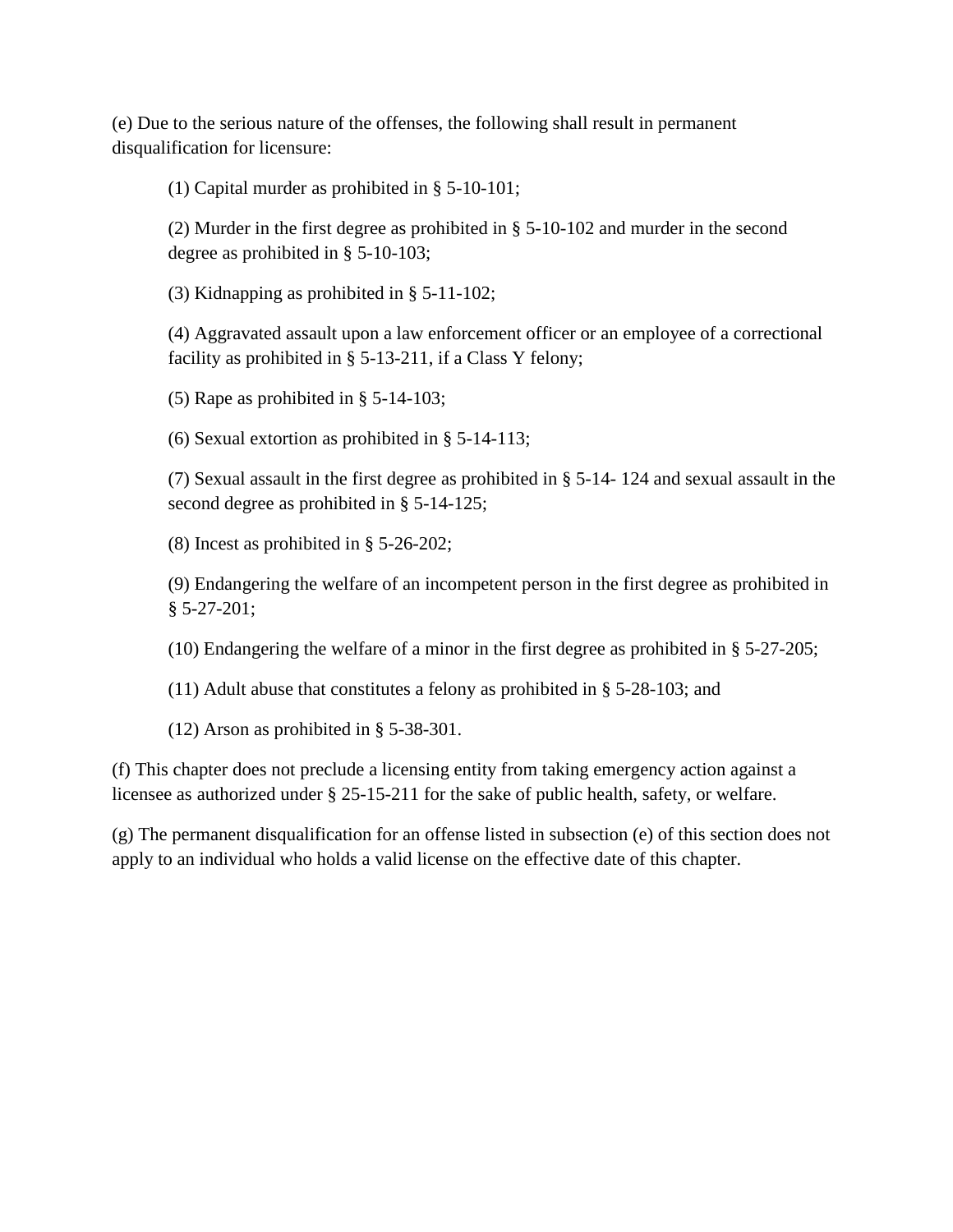(e) Due to the serious nature of the offenses, the following shall result in permanent disqualification for licensure:

(1) Capital murder as prohibited in § 5-10-101;

(2) Murder in the first degree as prohibited in § 5-10-102 and murder in the second degree as prohibited in § 5-10-103;

(3) Kidnapping as prohibited in § 5-11-102;

(4) Aggravated assault upon a law enforcement officer or an employee of a correctional facility as prohibited in § 5-13-211, if a Class Y felony;

(5) Rape as prohibited in § 5-14-103;

(6) Sexual extortion as prohibited in § 5-14-113;

(7) Sexual assault in the first degree as prohibited in § 5-14- 124 and sexual assault in the second degree as prohibited in § 5-14-125;

(8) Incest as prohibited in § 5-26-202;

(9) Endangering the welfare of an incompetent person in the first degree as prohibited in § 5-27-201;

(10) Endangering the welfare of a minor in the first degree as prohibited in § 5-27-205;

(11) Adult abuse that constitutes a felony as prohibited in § 5-28-103; and

(12) Arson as prohibited in § 5-38-301.

(f) This chapter does not preclude a licensing entity from taking emergency action against a licensee as authorized under § 25-15-211 for the sake of public health, safety, or welfare.

(g) The permanent disqualification for an offense listed in subsection (e) of this section does not apply to an individual who holds a valid license on the effective date of this chapter.